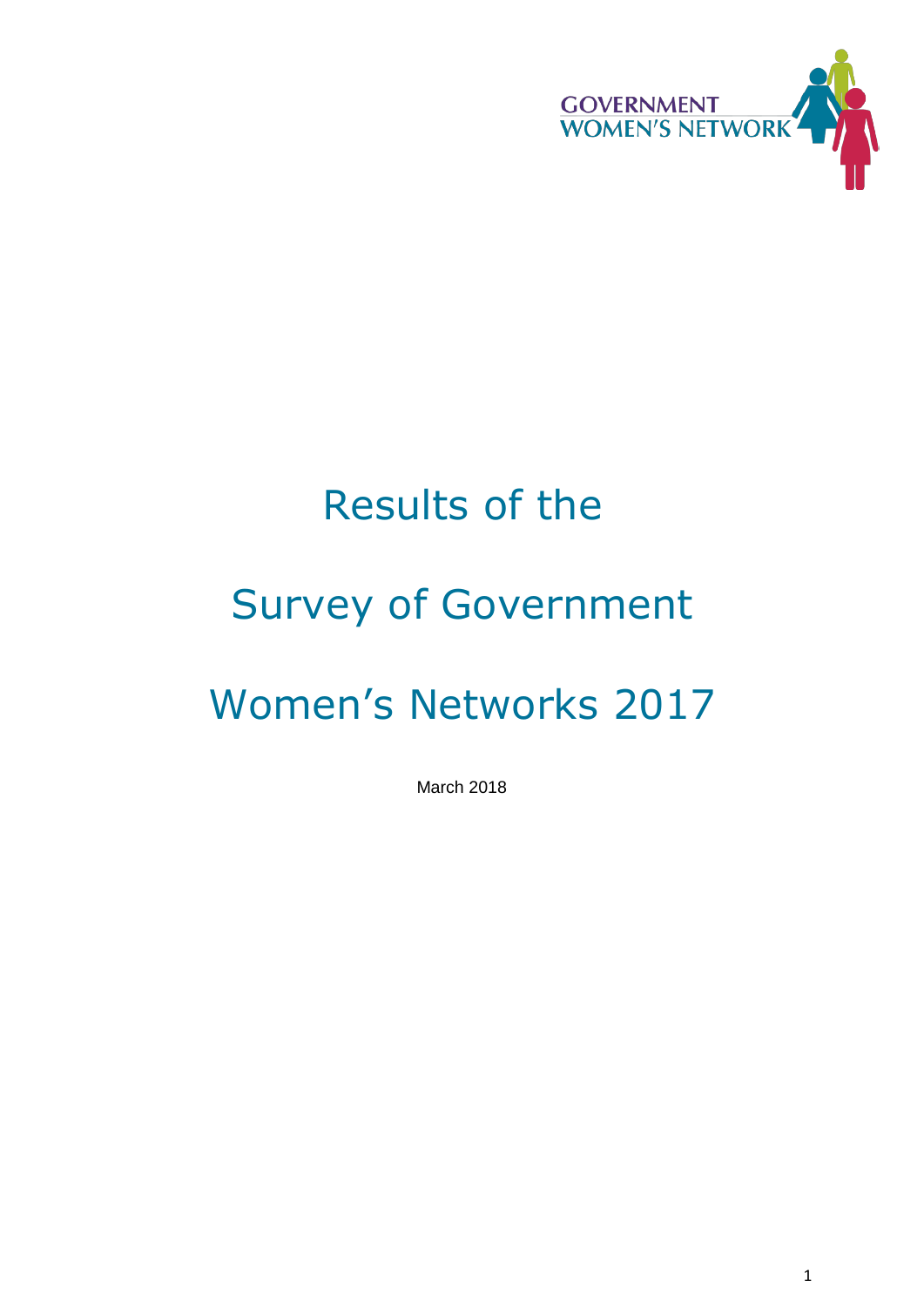GOVERNMENT WOMEN'S NETWORK

# Results of the Survey of Government Women's Networks 2017

March 2018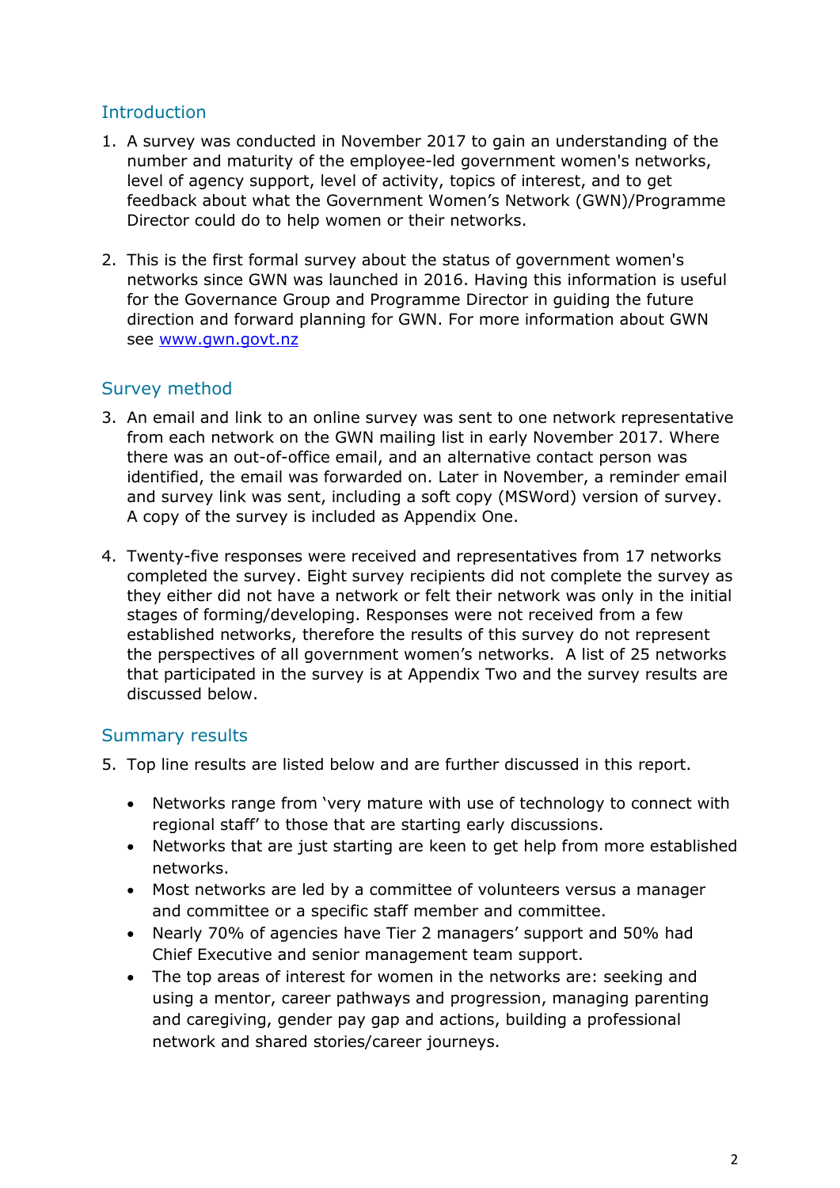## Introduction

1. A survey was conducted in November 2017 to gain an understanding of the number and maturity of the employee-led government women's networks, level of agency support, level of activity, topics of interest, and to get feedback about what the Government Women's Network (GWN)/Programme Director could do to help women or their networks.

2. This is the first formal survey about the status of government women's networks since GWN was launched in 2016. Having this information is useful for the Governance Group and Programme Director in guiding the future direction and forward planning for GWN. For more information about GWN see [www.gwn.govt.nz](http://www.gwn.govt.nz)

## Survey method

3. An email and link to an online survey was sent to one network representative from each network on the GWN mailing list in early November 2017. Where there was an out-of-office email, and an alternative contact person was identified, the email was forwarded on. Later in November, a reminder email and survey link was sent, including a soft copy (MSWord) version of survey. A copy of the survey is included as Appendix One.

4. Twenty-five responses were received and representatives from 17 networks completed the survey. Eight survey recipients did not complete the survey as they either did not have a network or felt their network was only in the initial stages of forming/developing. Responses were not received from a few established networks, therefore the results of this survey do not represent the perspectives of all government women's networks. A list of 25 networks that participated in the survey is at Appendix Two and the survey results are discussed below.

## Summary results

5. Top line results are listed below and are further discussed in this report.

   - Networks range from 'very mature with use of technology to connect with regional staff' to those that are starting early discussions.
   - Networks that are just starting are keen to get help from more established networks.
   - Most networks are led by a committee of volunteers versus a manager and committee or a specific staff member and committee.
   - Nearly 70% of agencies have Tier 2 managers' support and 50% had Chief Executive and senior management team support.
   - The top areas of interest for women in the networks are: seeking and using a mentor, career pathways and progression, managing parenting and caregiving, gender pay gap and actions, building a professional network and shared stories/career journeys.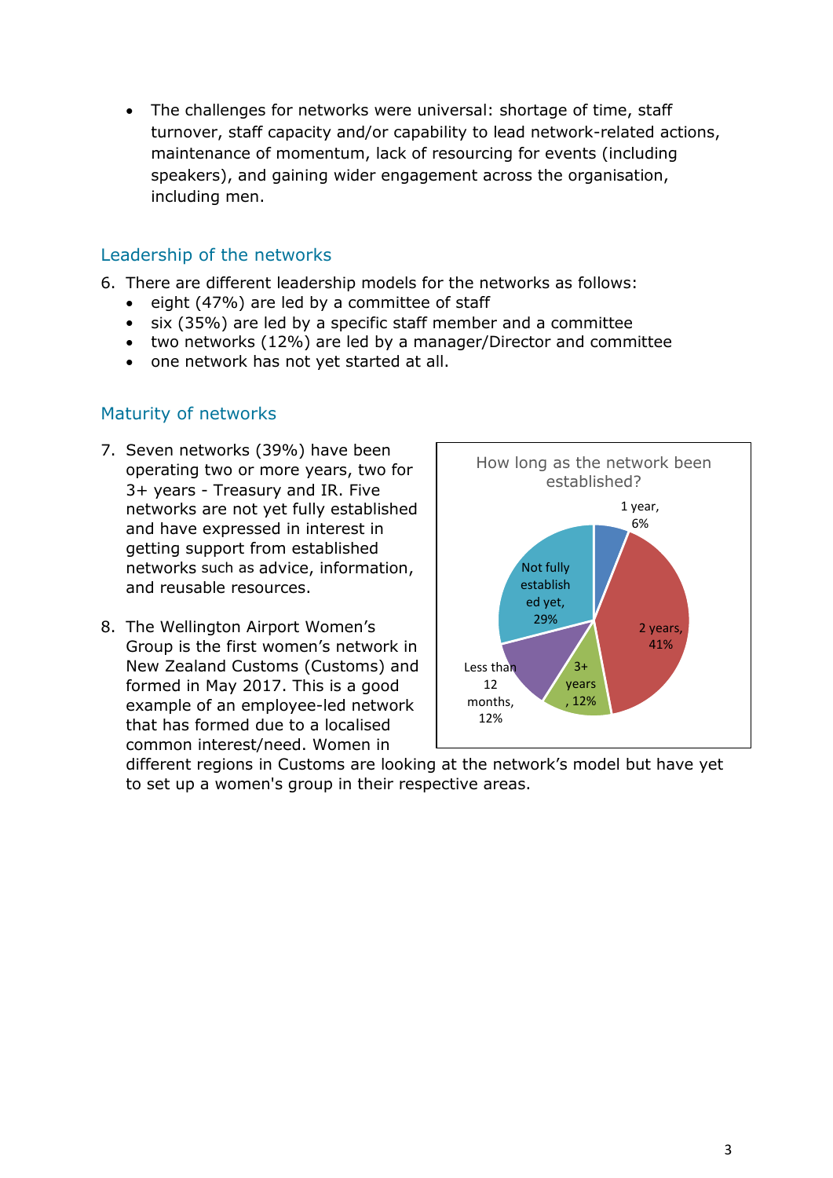- The challenges for networks were universal: shortage of time, staff turnover, staff capacity and/or capability to lead network-related actions, maintenance of momentum, lack of resourcing for events (including speakers), and gaining wider engagement across the organisation, including men.

## Leadership of the networks

6. There are different leadership models for the networks as follows:
   - eight (47%) are led by a committee of staff
   - six (35%) are led by a specific staff member and a committee
   - two networks (12%) are led by a manager/Director and committee
   - one network has not yet started at all.

## Maturity of networks

7. Seven networks (39%) have been operating two or more years, two for 3+ years - Treasury and IR. Five networks are not yet fully established and have expressed in interest in getting support from established networks such as advice, information, and reusable resources.

8. The Wellington Airport Women's Group is the first women's network in New Zealand Customs (Customs) and formed in May 2017. This is a good example of an employee-led network that has formed due to a localised common interest/need. Women in different regions in Customs are looking at the network's model but have yet to set up a women's group in their respective areas.

How long as the network been established?

- 1 year, 6%
- 2 years, 41%
- 3+ years, 12%
- Less than 12 months, 12%
- Not fully established yet, 29%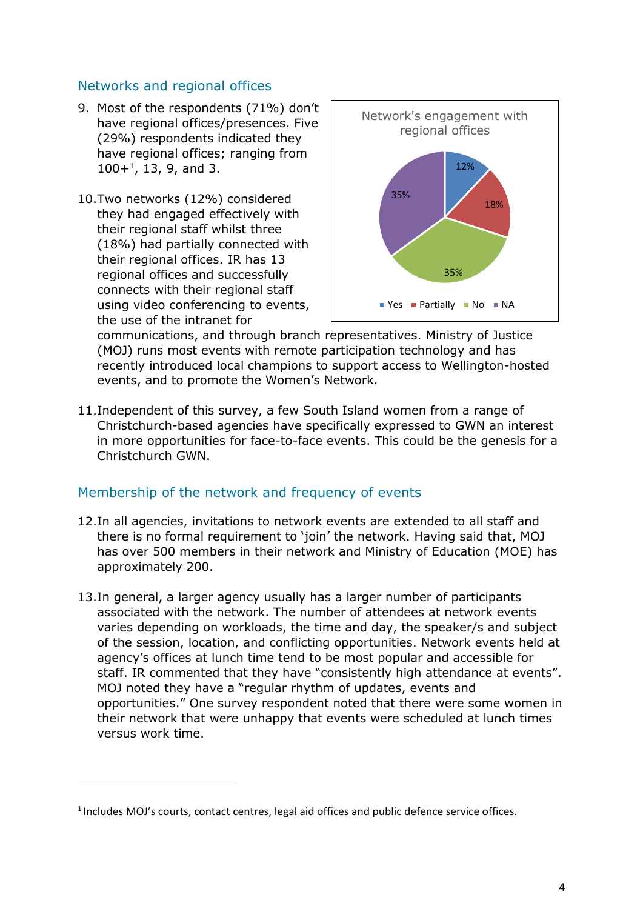## Networks and regional offices

9. Most of the respondents (71%) don't have regional offices/presences. Five (29%) respondents indicated they have regional offices; ranging from 100+[1], 13, 9, and 3.

10. Two networks (12%) considered they had engaged effectively with their regional staff whilst three (18%) had partially connected with their regional offices. IR has 13 regional offices and successfully connects with their regional staff using video conferencing to events, the use of the intranet for communications, and through branch representatives. Ministry of Justice (MOJ) runs most events with remote participation technology and has recently introduced local champions to support access to Wellington-hosted events, and to promote the Women's Network.

Network's engagement with regional offices

| Yes | Partially | No | NA |
|---|---|---|---|
| 12% | 18% | 35% | 35% |

11. Independent of this survey, a few South Island women from a range of Christchurch-based agencies have specifically expressed to GWN an interest in more opportunities for face-to-face events. This could be the genesis for a Christchurch GWN.

## Membership of the network and frequency of events

12. In all agencies, invitations to network events are extended to all staff and there is no formal requirement to 'join' the network. Having said that, MOJ has over 500 members in their network and Ministry of Education (MOE) has approximately 200.

13. In general, a larger agency usually has a larger number of participants associated with the network. The number of attendees at network events varies depending on workloads, the time and day, the speaker/s and subject of the session, location, and conflicting opportunities. Network events held at agency's offices at lunch time tend to be most popular and accessible for staff. IR commented that they have "consistently high attendance at events". MOJ noted they have a "regular rhythm of updates, events and opportunities." One survey respondent noted that there were some women in their network that were unhappy that events were scheduled at lunch times versus work time.

---

[1] Includes MOJ's courts, contact centres, legal aid offices and public defence service offices.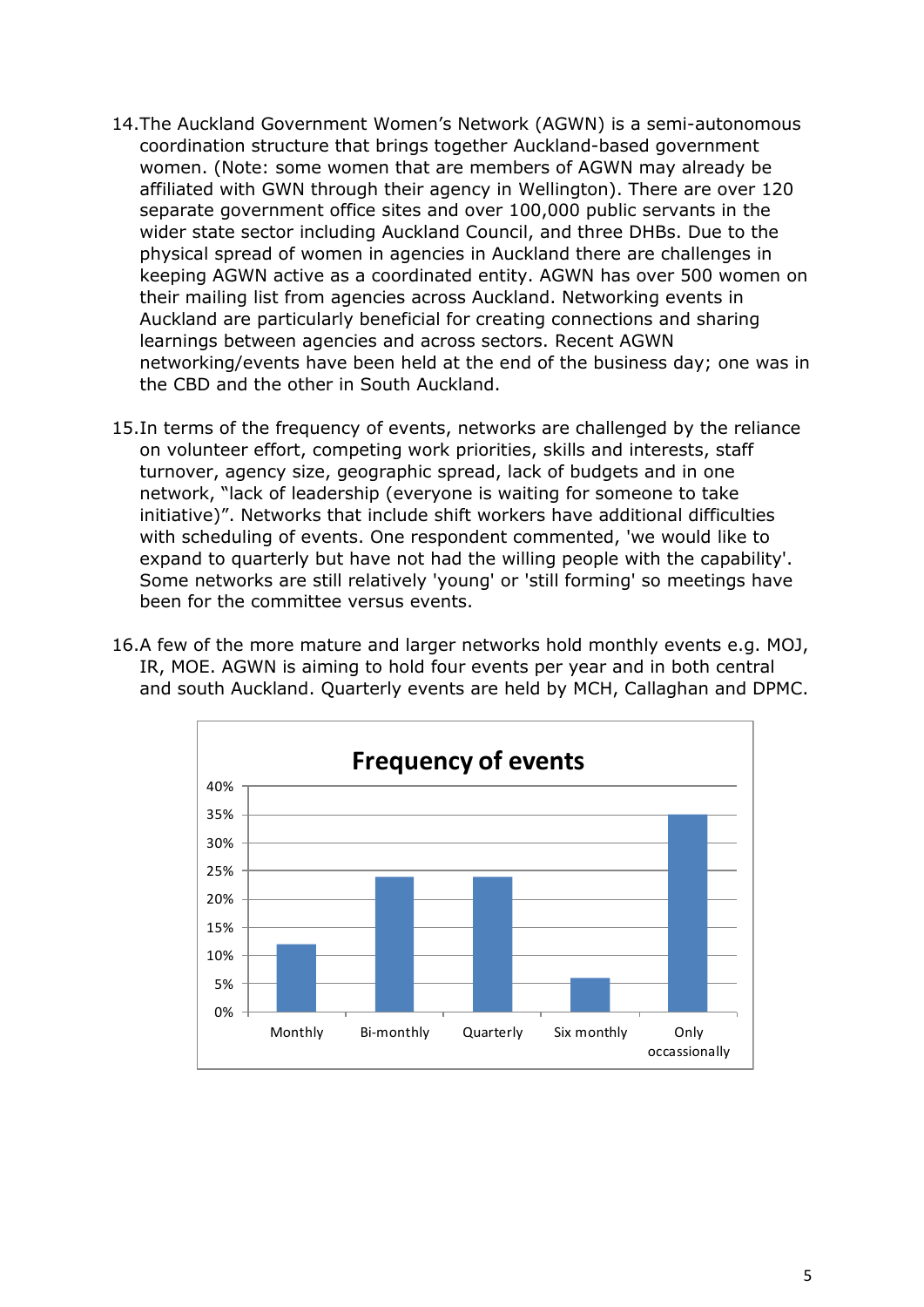14. The Auckland Government Women's Network (AGWN) is a semi-autonomous coordination structure that brings together Auckland-based government women. (Note: some women that are members of AGWN may already be affiliated with GWN through their agency in Wellington). There are over 120 separate government office sites and over 100,000 public servants in the wider state sector including Auckland Council, and three DHBs. Due to the physical spread of women in agencies in Auckland there are challenges in keeping AGWN active as a coordinated entity. AGWN has over 500 women on their mailing list from agencies across Auckland. Networking events in Auckland are particularly beneficial for creating connections and sharing learnings between agencies and across sectors. Recent AGWN networking/events have been held at the end of the business day; one was in the CBD and the other in South Auckland.

15. In terms of the frequency of events, networks are challenged by the reliance on volunteer effort, competing work priorities, skills and interests, staff turnover, agency size, geographic spread, lack of budgets and in one network, "lack of leadership (everyone is waiting for someone to take initiative)". Networks that include shift workers have additional difficulties with scheduling of events. One respondent commented, 'we would like to expand to quarterly but have not had the willing people with the capability'. Some networks are still relatively 'young' or 'still forming' so meetings have been for the committee versus events.

16. A few of the more mature and larger networks hold monthly events e.g. MOJ, IR, MOE. AGWN is aiming to hold four events per year and in both central and south Auckland. Quarterly events are held by MCH, Callaghan and DPMC.

**Frequency of events**

| Frequency | Percentage |
|---|---|
| Monthly | 12% |
| Bi-monthly | 24% |
| Quarterly | 24% |
| Six monthly | 6% |
| Only occassionally | 35% |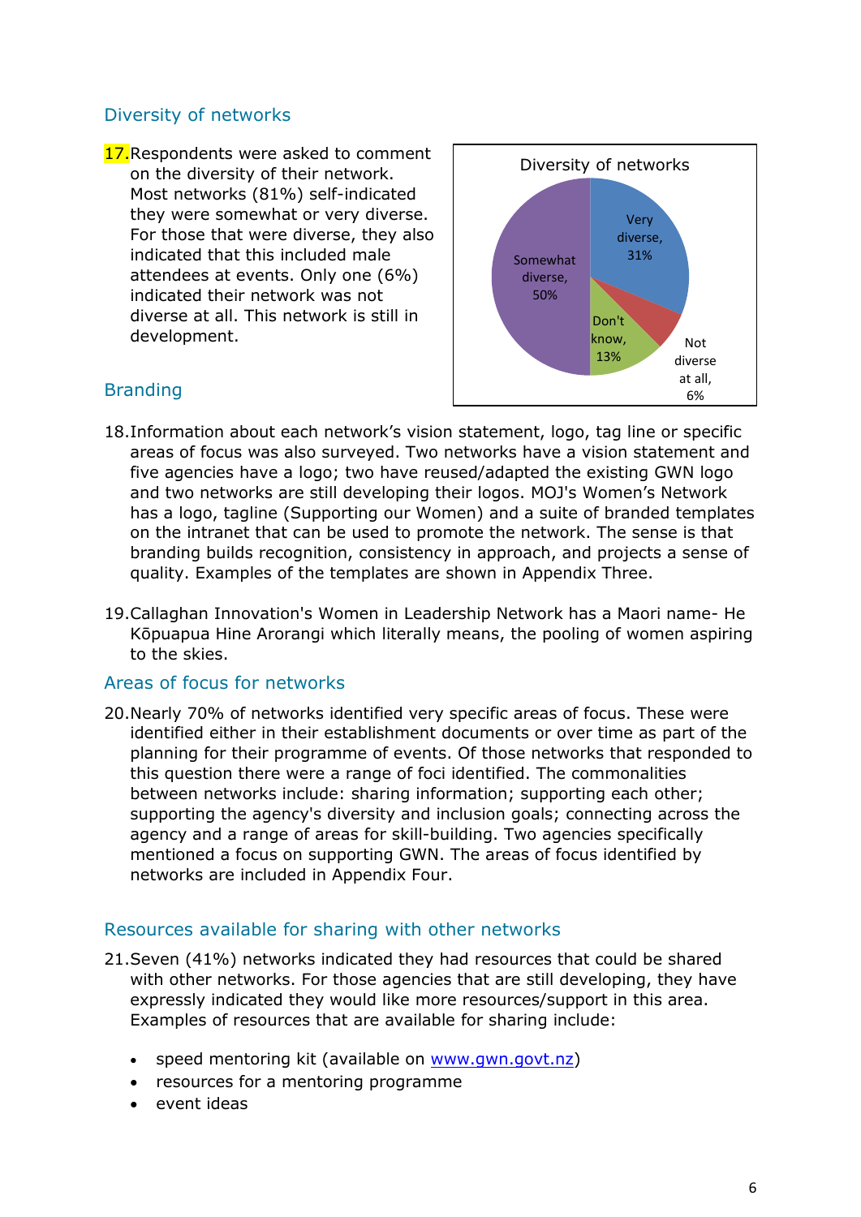## Diversity of networks

17. Respondents were asked to comment on the diversity of their network. Most networks (81%) self-indicated they were somewhat or very diverse. For those that were diverse, they also indicated that this included male attendees at events. Only one (6%) indicated their network was not diverse at all. This network is still in development.

Diversity of networks

- Very diverse, 31%
- Not diverse at all, 6%
- Don't know, 13%
- Somewhat diverse, 50%

## Branding

18. Information about each network's vision statement, logo, tag line or specific areas of focus was also surveyed. Two networks have a vision statement and five agencies have a logo; two have reused/adapted the existing GWN logo and two networks are still developing their logos. MOJ's Women's Network has a logo, tagline (Supporting our Women) and a suite of branded templates on the intranet that can be used to promote the network. The sense is that branding builds recognition, consistency in approach, and projects a sense of quality. Examples of the templates are shown in Appendix Three.

19. Callaghan Innovation's Women in Leadership Network has a Maori name- He Kōpuapua Hine Arorangi which literally means, the pooling of women aspiring to the skies.

## Areas of focus for networks

20. Nearly 70% of networks identified very specific areas of focus. These were identified either in their establishment documents or over time as part of the planning for their programme of events. Of those networks that responded to this question there were a range of foci identified. The commonalities between networks include: sharing information; supporting each other; supporting the agency's diversity and inclusion goals; connecting across the agency and a range of areas for skill-building. Two agencies specifically mentioned a focus on supporting GWN. The areas of focus identified by networks are included in Appendix Four.

## Resources available for sharing with other networks

21. Seven (41%) networks indicated they had resources that could be shared with other networks. For those agencies that are still developing, they have expressly indicated they would like more resources/support in this area. Examples of resources that are available for sharing include:

- speed mentoring kit (available on www.gwn.govt.nz)
- resources for a mentoring programme
- event ideas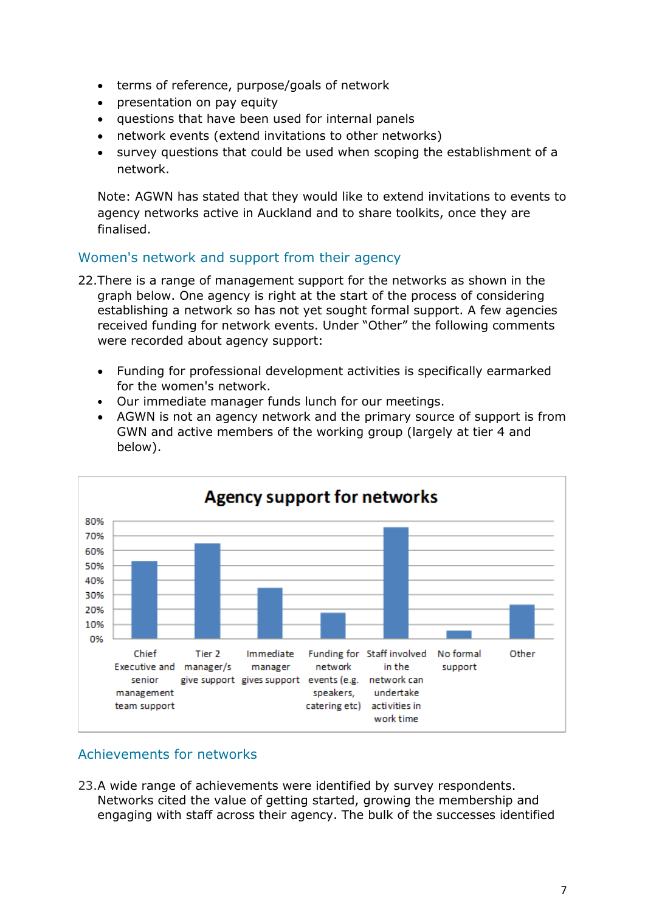- terms of reference, purpose/goals of network
- presentation on pay equity
- questions that have been used for internal panels
- network events (extend invitations to other networks)
- survey questions that could be used when scoping the establishment of a network.

Note: AGWN has stated that they would like to extend invitations to events to agency networks active in Auckland and to share toolkits, once they are finalised.

## Women's network and support from their agency

22. There is a range of management support for the networks as shown in the graph below. One agency is right at the start of the process of considering establishing a network so has not yet sought formal support. A few agencies received funding for network events. Under "Other" the following comments were recorded about agency support:

- Funding for professional development activities is specifically earmarked for the women's network.
- Our immediate manager funds lunch for our meetings.
- AGWN is not an agency network and the primary source of support is from GWN and active members of the working group (largely at tier 4 and below).

**Agency support for networks**

| Category | Approximate % |
|---|---|
| Chief Executive and senior management team support | 53% |
| Tier 2 manager/s give support | 65% |
| Immediate manager gives support | 35% |
| Funding for network events (e.g. speakers, catering etc) | 18% |
| Staff involved in the network can undertake activities in work time | 76% |
| No formal support | 6% |
| Other | 23% |

## Achievements for networks

23. A wide range of achievements were identified by survey respondents. Networks cited the value of getting started, growing the membership and engaging with staff across their agency. The bulk of the successes identified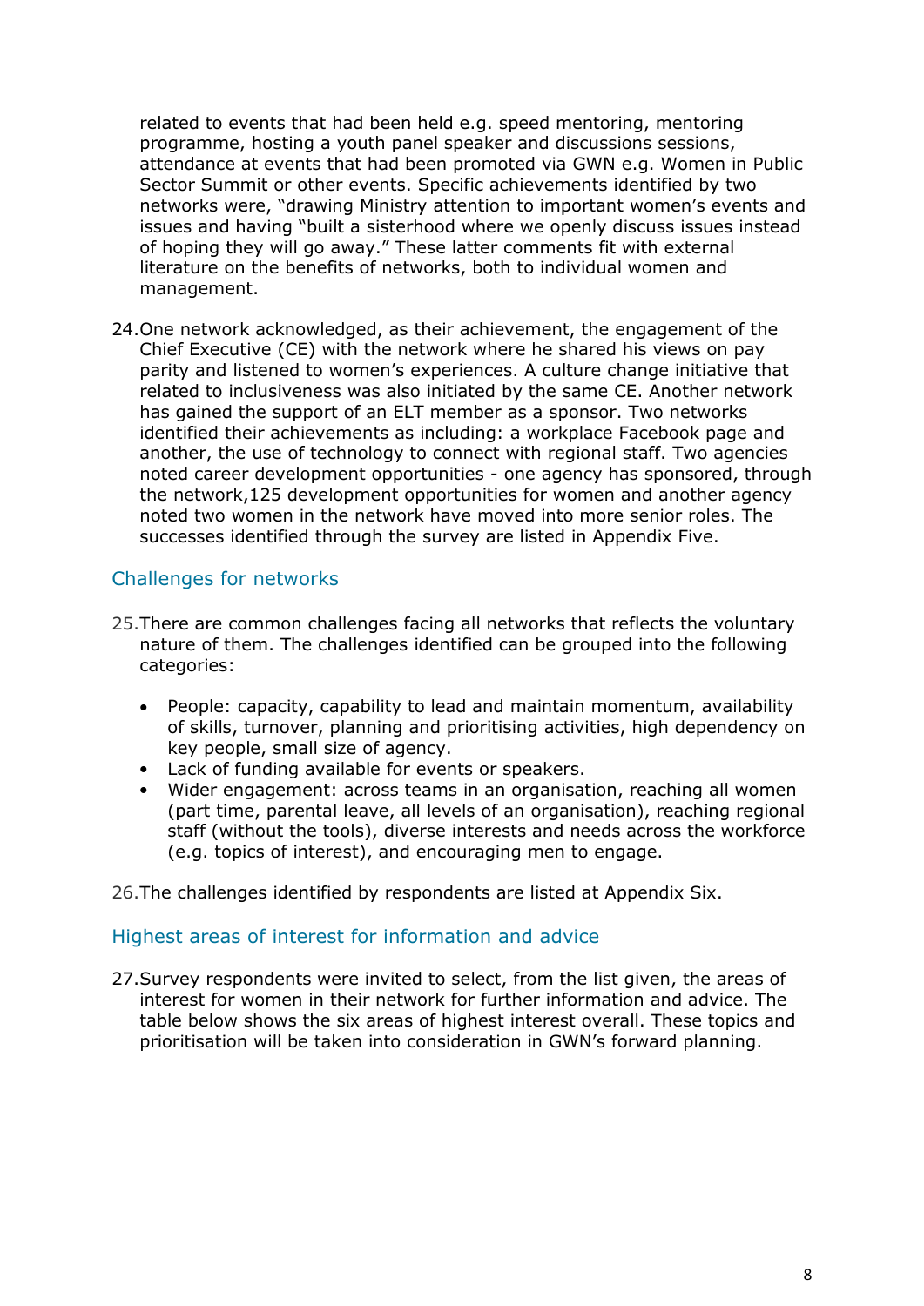related to events that had been held e.g. speed mentoring, mentoring programme, hosting a youth panel speaker and discussions sessions, attendance at events that had been promoted via GWN e.g. Women in Public Sector Summit or other events. Specific achievements identified by two networks were, "drawing Ministry attention to important women's events and issues and having "built a sisterhood where we openly discuss issues instead of hoping they will go away." These latter comments fit with external literature on the benefits of networks, both to individual women and management.

24. One network acknowledged, as their achievement, the engagement of the Chief Executive (CE) with the network where he shared his views on pay parity and listened to women's experiences. A culture change initiative that related to inclusiveness was also initiated by the same CE. Another network has gained the support of an ELT member as a sponsor. Two networks identified their achievements as including: a workplace Facebook page and another, the use of technology to connect with regional staff. Two agencies noted career development opportunities - one agency has sponsored, through the network,125 development opportunities for women and another agency noted two women in the network have moved into more senior roles. The successes identified through the survey are listed in Appendix Five.

## Challenges for networks

25. There are common challenges facing all networks that reflects the voluntary nature of them. The challenges identified can be grouped into the following categories:

- People: capacity, capability to lead and maintain momentum, availability of skills, turnover, planning and prioritising activities, high dependency on key people, small size of agency.
- Lack of funding available for events or speakers.
- Wider engagement: across teams in an organisation, reaching all women (part time, parental leave, all levels of an organisation), reaching regional staff (without the tools), diverse interests and needs across the workforce (e.g. topics of interest), and encouraging men to engage.

26. The challenges identified by respondents are listed at Appendix Six.

## Highest areas of interest for information and advice

27. Survey respondents were invited to select, from the list given, the areas of interest for women in their network for further information and advice. The table below shows the six areas of highest interest overall. These topics and prioritisation will be taken into consideration in GWN's forward planning.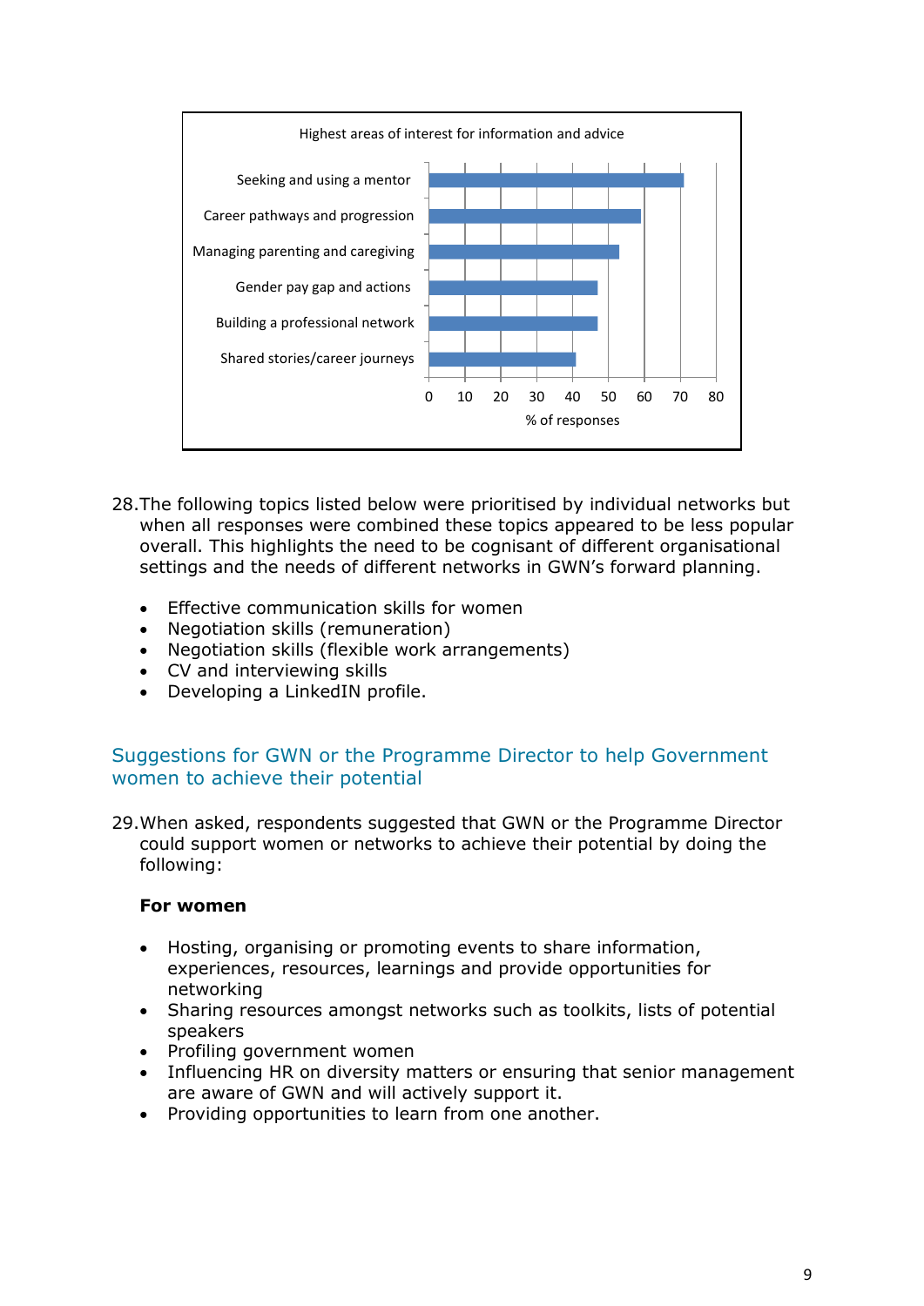Highest areas of interest for information and advice

| Area | % of responses (approx.) |
| --- | --- |
| Seeking and using a mentor | 71 |
| Career pathways and progression | 59 |
| Managing parenting and caregiving | 53 |
| Gender pay gap and actions | 47 |
| Building a professional network | 47 |
| Shared stories/career journeys | 41 |

28. The following topics listed below were prioritised by individual networks but when all responses were combined these topics appeared to be less popular overall. This highlights the need to be cognisant of different organisational settings and the needs of different networks in GWN's forward planning.

- Effective communication skills for women
- Negotiation skills (remuneration)
- Negotiation skills (flexible work arrangements)
- CV and interviewing skills
- Developing a LinkedIN profile.

## Suggestions for GWN or the Programme Director to help Government women to achieve their potential

29. When asked, respondents suggested that GWN or the Programme Director could support women or networks to achieve their potential by doing the following:

**For women**

- Hosting, organising or promoting events to share information, experiences, resources, learnings and provide opportunities for networking
- Sharing resources amongst networks such as toolkits, lists of potential speakers
- Profiling government women
- Influencing HR on diversity matters or ensuring that senior management are aware of GWN and will actively support it.
- Providing opportunities to learn from one another.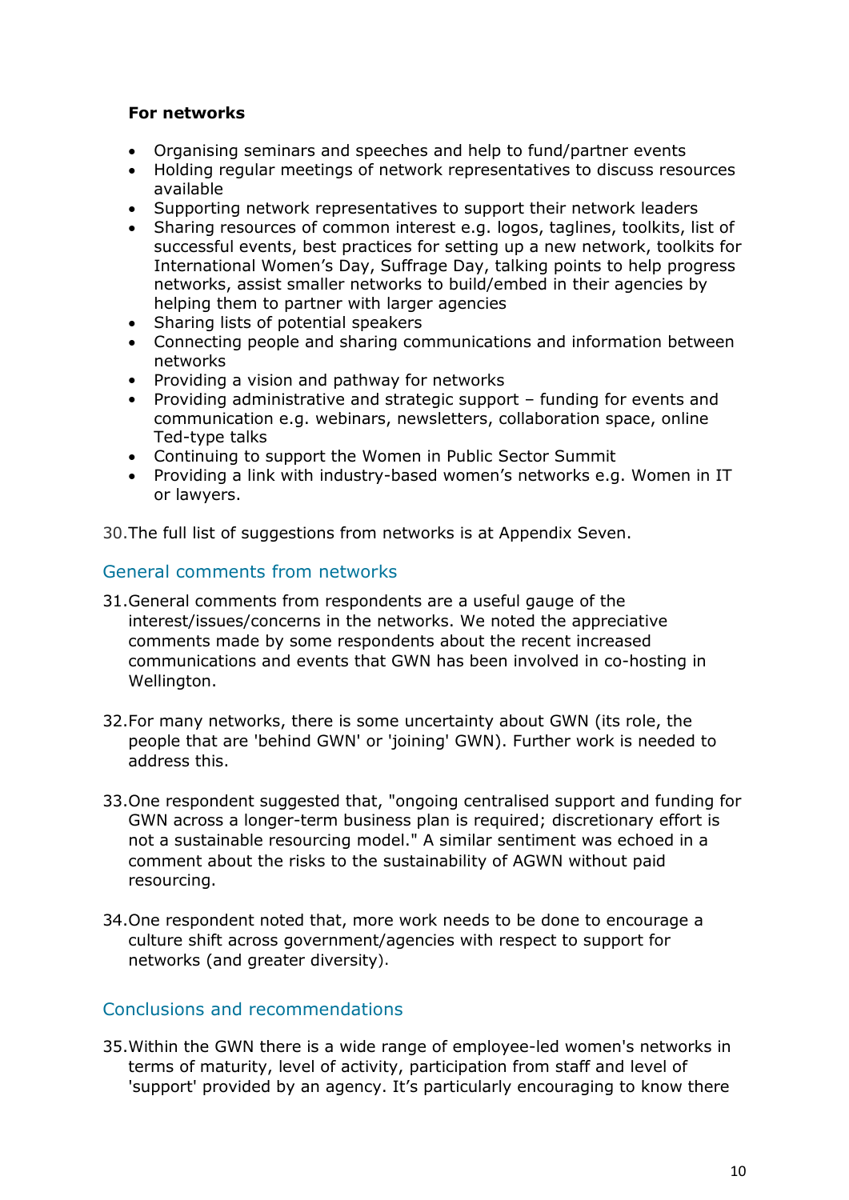**For networks**

- Organising seminars and speeches and help to fund/partner events
- Holding regular meetings of network representatives to discuss resources available
- Supporting network representatives to support their network leaders
- Sharing resources of common interest e.g. logos, taglines, toolkits, list of successful events, best practices for setting up a new network, toolkits for International Women's Day, Suffrage Day, talking points to help progress networks, assist smaller networks to build/embed in their agencies by helping them to partner with larger agencies
- Sharing lists of potential speakers
- Connecting people and sharing communications and information between networks
- Providing a vision and pathway for networks
- Providing administrative and strategic support – funding for events and communication e.g. webinars, newsletters, collaboration space, online Ted-type talks
- Continuing to support the Women in Public Sector Summit
- Providing a link with industry-based women's networks e.g. Women in IT or lawyers.

30. The full list of suggestions from networks is at Appendix Seven.

## General comments from networks

31. General comments from respondents are a useful gauge of the interest/issues/concerns in the networks. We noted the appreciative comments made by some respondents about the recent increased communications and events that GWN has been involved in co-hosting in Wellington.

32. For many networks, there is some uncertainty about GWN (its role, the people that are 'behind GWN' or 'joining' GWN). Further work is needed to address this.

33. One respondent suggested that, "ongoing centralised support and funding for GWN across a longer-term business plan is required; discretionary effort is not a sustainable resourcing model." A similar sentiment was echoed in a comment about the risks to the sustainability of AGWN without paid resourcing.

34. One respondent noted that, more work needs to be done to encourage a culture shift across government/agencies with respect to support for networks (and greater diversity).

## Conclusions and recommendations

35. Within the GWN there is a wide range of employee-led women's networks in terms of maturity, level of activity, participation from staff and level of 'support' provided by an agency. It's particularly encouraging to know there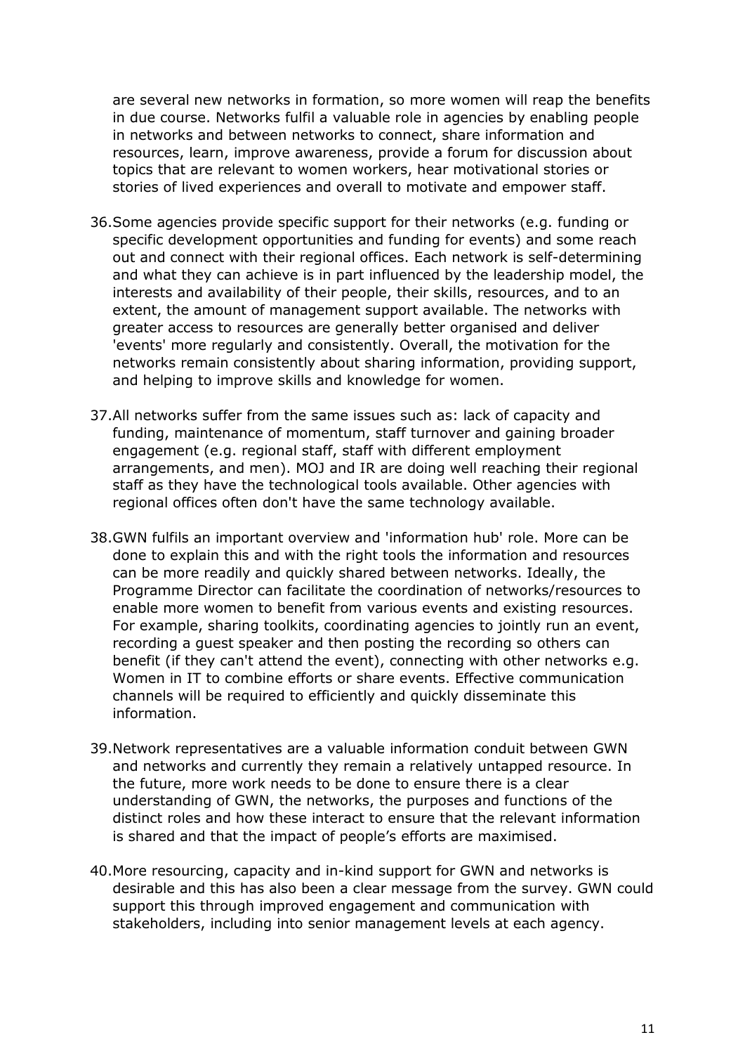are several new networks in formation, so more women will reap the benefits in due course. Networks fulfil a valuable role in agencies by enabling people in networks and between networks to connect, share information and resources, learn, improve awareness, provide a forum for discussion about topics that are relevant to women workers, hear motivational stories or stories of lived experiences and overall to motivate and empower staff.

36. Some agencies provide specific support for their networks (e.g. funding or specific development opportunities and funding for events) and some reach out and connect with their regional offices. Each network is self-determining and what they can achieve is in part influenced by the leadership model, the interests and availability of their people, their skills, resources, and to an extent, the amount of management support available. The networks with greater access to resources are generally better organised and deliver 'events' more regularly and consistently. Overall, the motivation for the networks remain consistently about sharing information, providing support, and helping to improve skills and knowledge for women.

37. All networks suffer from the same issues such as: lack of capacity and funding, maintenance of momentum, staff turnover and gaining broader engagement (e.g. regional staff, staff with different employment arrangements, and men). MOJ and IR are doing well reaching their regional staff as they have the technological tools available. Other agencies with regional offices often don't have the same technology available.

38. GWN fulfils an important overview and 'information hub' role. More can be done to explain this and with the right tools the information and resources can be more readily and quickly shared between networks. Ideally, the Programme Director can facilitate the coordination of networks/resources to enable more women to benefit from various events and existing resources. For example, sharing toolkits, coordinating agencies to jointly run an event, recording a guest speaker and then posting the recording so others can benefit (if they can't attend the event), connecting with other networks e.g. Women in IT to combine efforts or share events. Effective communication channels will be required to efficiently and quickly disseminate this information.

39. Network representatives are a valuable information conduit between GWN and networks and currently they remain a relatively untapped resource. In the future, more work needs to be done to ensure there is a clear understanding of GWN, the networks, the purposes and functions of the distinct roles and how these interact to ensure that the relevant information is shared and that the impact of people's efforts are maximised.

40. More resourcing, capacity and in-kind support for GWN and networks is desirable and this has also been a clear message from the survey. GWN could support this through improved engagement and communication with stakeholders, including into senior management levels at each agency.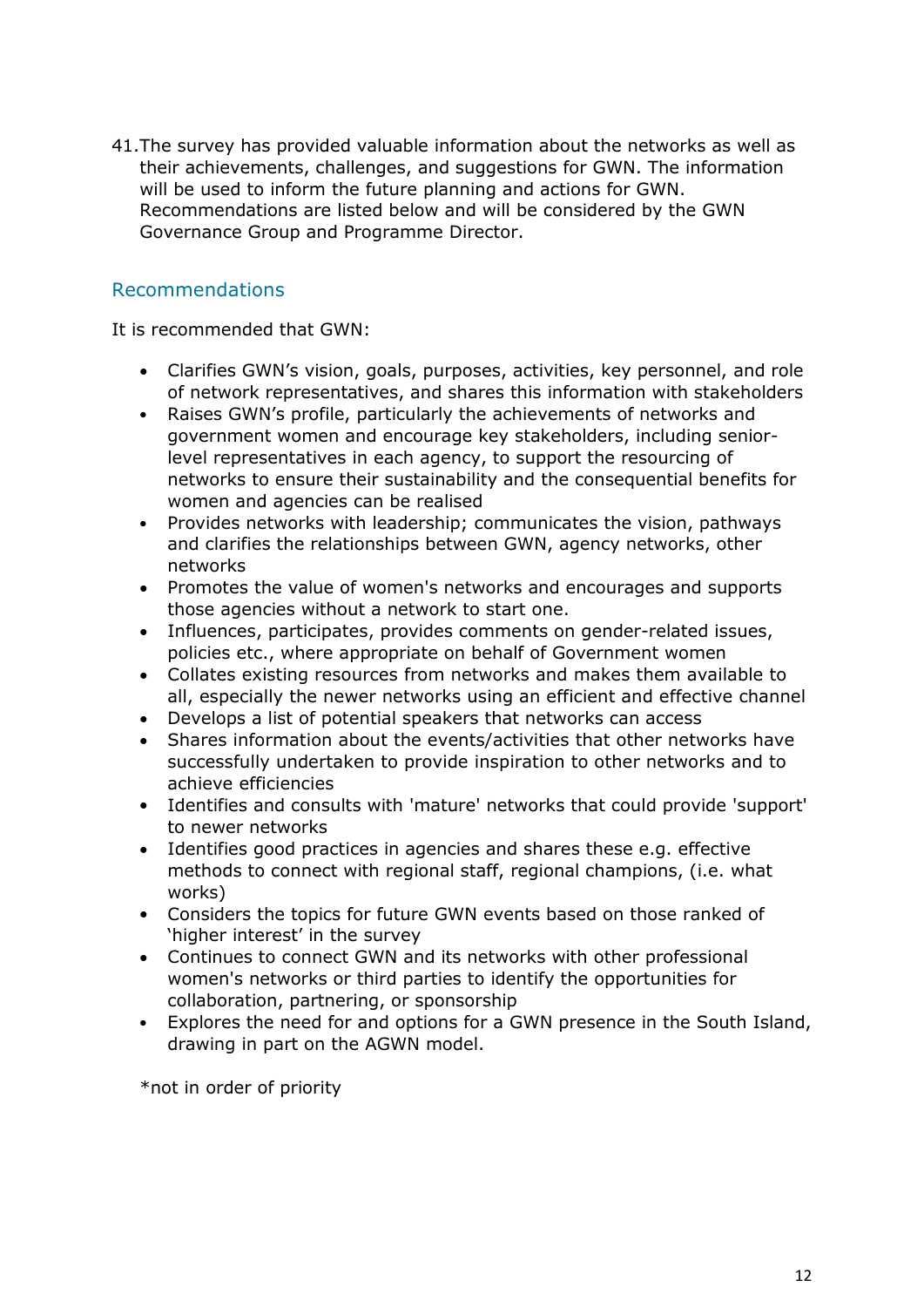41. The survey has provided valuable information about the networks as well as their achievements, challenges, and suggestions for GWN. The information will be used to inform the future planning and actions for GWN. Recommendations are listed below and will be considered by the GWN Governance Group and Programme Director.

## Recommendations

It is recommended that GWN:

- Clarifies GWN's vision, goals, purposes, activities, key personnel, and role of network representatives, and shares this information with stakeholders
- Raises GWN's profile, particularly the achievements of networks and government women and encourage key stakeholders, including senior-level representatives in each agency, to support the resourcing of networks to ensure their sustainability and the consequential benefits for women and agencies can be realised
- Provides networks with leadership; communicates the vision, pathways and clarifies the relationships between GWN, agency networks, other networks
- Promotes the value of women's networks and encourages and supports those agencies without a network to start one.
- Influences, participates, provides comments on gender-related issues, policies etc., where appropriate on behalf of Government women
- Collates existing resources from networks and makes them available to all, especially the newer networks using an efficient and effective channel
- Develops a list of potential speakers that networks can access
- Shares information about the events/activities that other networks have successfully undertaken to provide inspiration to other networks and to achieve efficiencies
- Identifies and consults with 'mature' networks that could provide 'support' to newer networks
- Identifies good practices in agencies and shares these e.g. effective methods to connect with regional staff, regional champions, (i.e. what works)
- Considers the topics for future GWN events based on those ranked of 'higher interest' in the survey
- Continues to connect GWN and its networks with other professional women's networks or third parties to identify the opportunities for collaboration, partnering, or sponsorship
- Explores the need for and options for a GWN presence in the South Island, drawing in part on the AGWN model.

*not in order of priority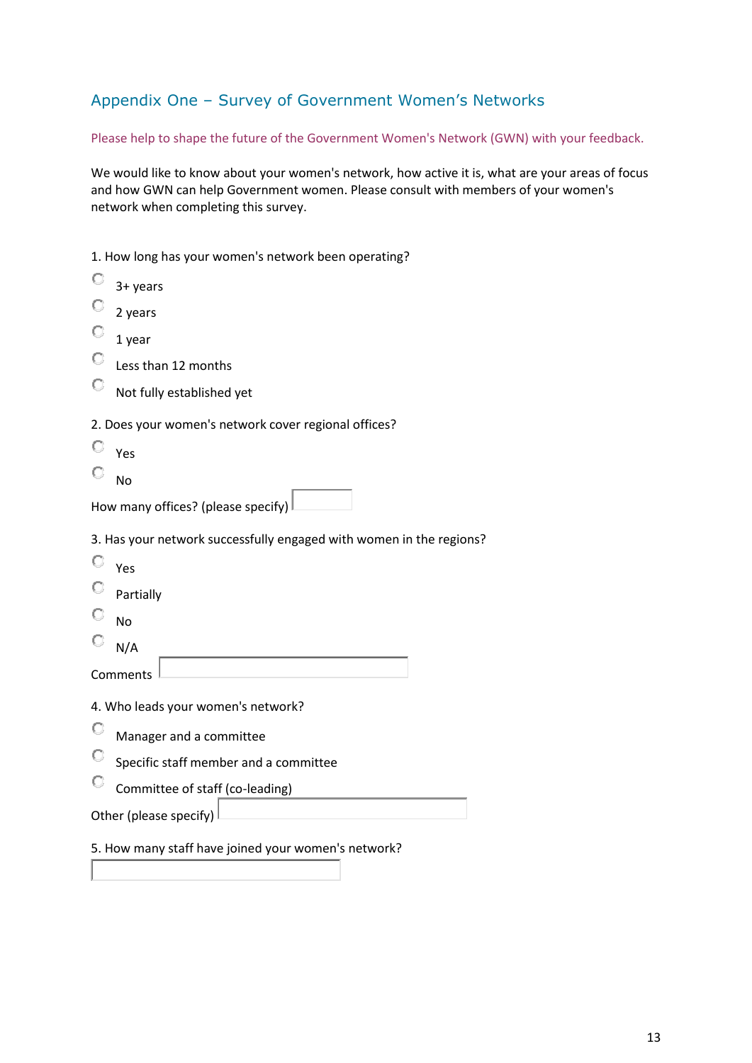## Appendix One – Survey of Government Women's Networks

Please help to shape the future of the Government Women's Network (GWN) with your feedback.

We would like to know about your women's network, how active it is, what are your areas of focus and how GWN can help Government women. Please consult with members of your women's network when completing this survey.

1. How long has your women's network been operating?

- ○ 3+ years
- ○ 2 years
- ○ 1 year
- ○ Less than 12 months
- ○ Not fully established yet

2. Does your women's network cover regional offices?

- ○ Yes
- ○ No

How many offices? (please specify) ______

3. Has your network successfully engaged with women in the regions?

- ○ Yes
- ○ Partially
- ○ No
- ○ N/A

Comments ______

4. Who leads your women's network?

- ○ Manager and a committee
- ○ Specific staff member and a committee
- ○ Committee of staff (co-leading)

Other (please specify) ______

5. How many staff have joined your women's network?

______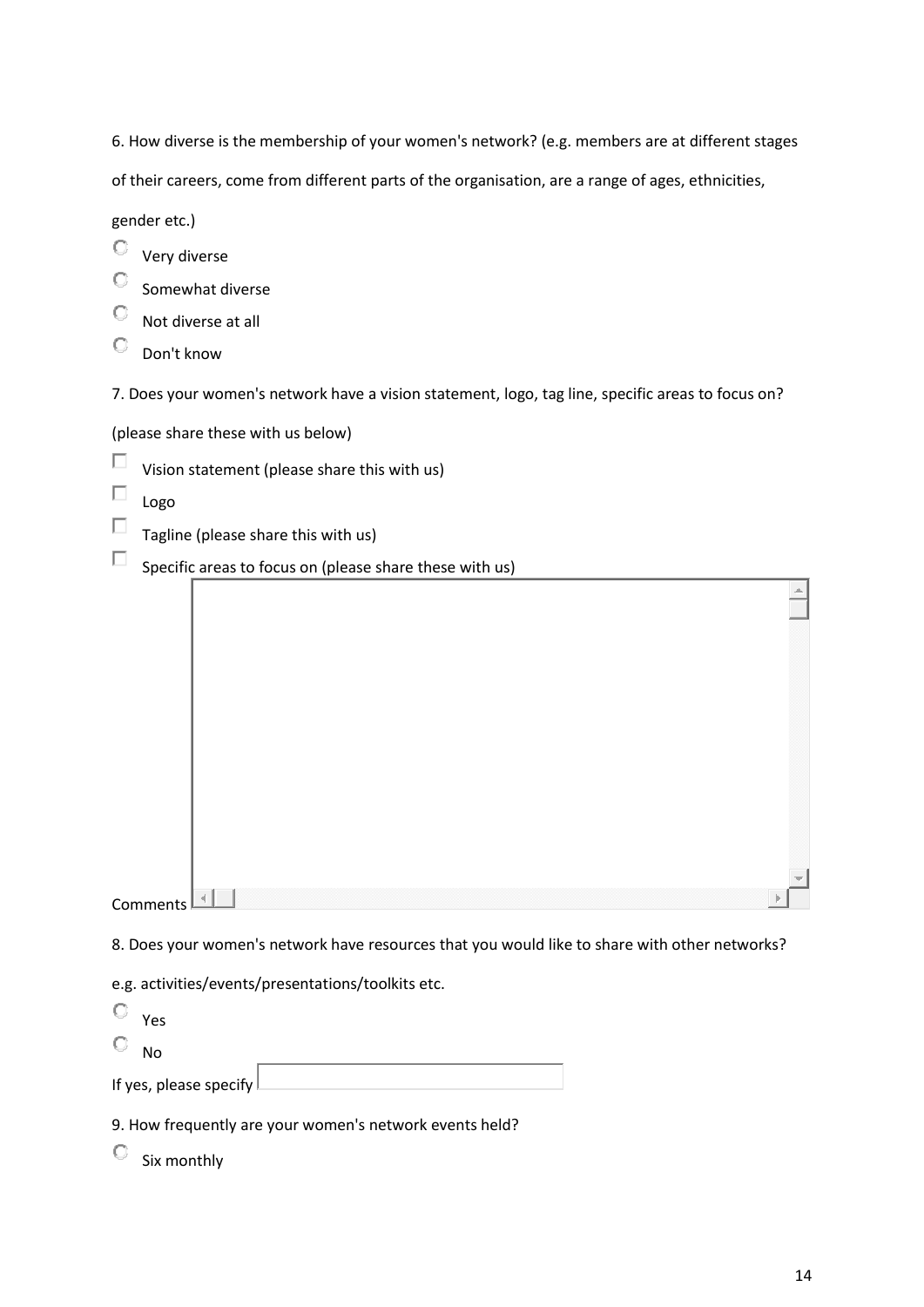6. How diverse is the membership of your women's network? (e.g. members are at different stages of their careers, come from different parts of the organisation, are a range of ages, ethnicities, gender etc.)

- ○ Very diverse
- ○ Somewhat diverse
- ○ Not diverse at all
- ○ Don't know

7. Does your women's network have a vision statement, logo, tag line, specific areas to focus on? (please share these with us below)

- ☐ Vision statement (please share this with us)
- ☐ Logo
- ☐ Tagline (please share this with us)
- ☐ Specific areas to focus on (please share these with us)

Comments

8. Does your women's network have resources that you would like to share with other networks? e.g. activities/events/presentations/toolkits etc.

- ○ Yes
- ○ No

If yes, please specify

9. How frequently are your women's network events held?

- ○ Six monthly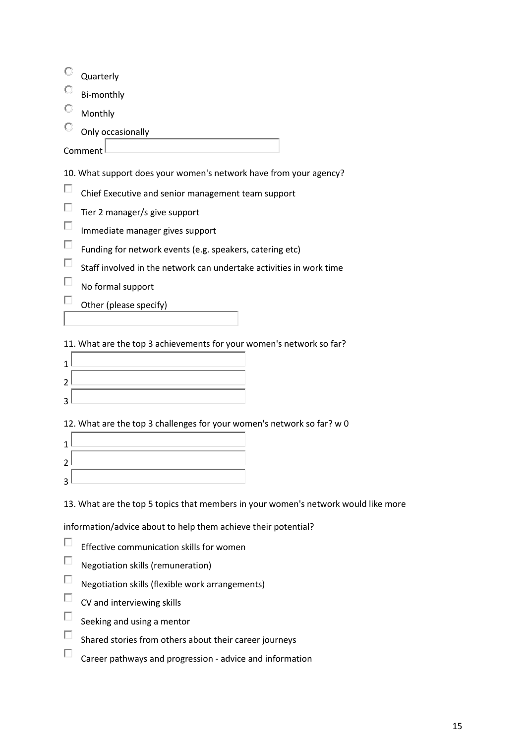- ○ Quarterly
- ○ Bi-monthly
- ○ Monthly
- ○ Only occasionally

Comment ______

10. What support does your women's network have from your agency?

- ☐ Chief Executive and senior management team support
- ☐ Tier 2 manager/s give support
- ☐ Immediate manager gives support
- ☐ Funding for network events (e.g. speakers, catering etc)
- ☐ Staff involved in the network can undertake activities in work time
- ☐ No formal support
- ☐ Other (please specify)

______

11. What are the top 3 achievements for your women's network so far?

1 ______

2 ______

3 ______

12. What are the top 3 challenges for your women's network so far? w 0

1 ______

2 ______

3 ______

13. What are the top 5 topics that members in your women's network would like more information/advice about to help them achieve their potential?

- ☐ Effective communication skills for women
- ☐ Negotiation skills (remuneration)
- ☐ Negotiation skills (flexible work arrangements)
- ☐ CV and interviewing skills
- ☐ Seeking and using a mentor
- ☐ Shared stories from others about their career journeys
- ☐ Career pathways and progression - advice and information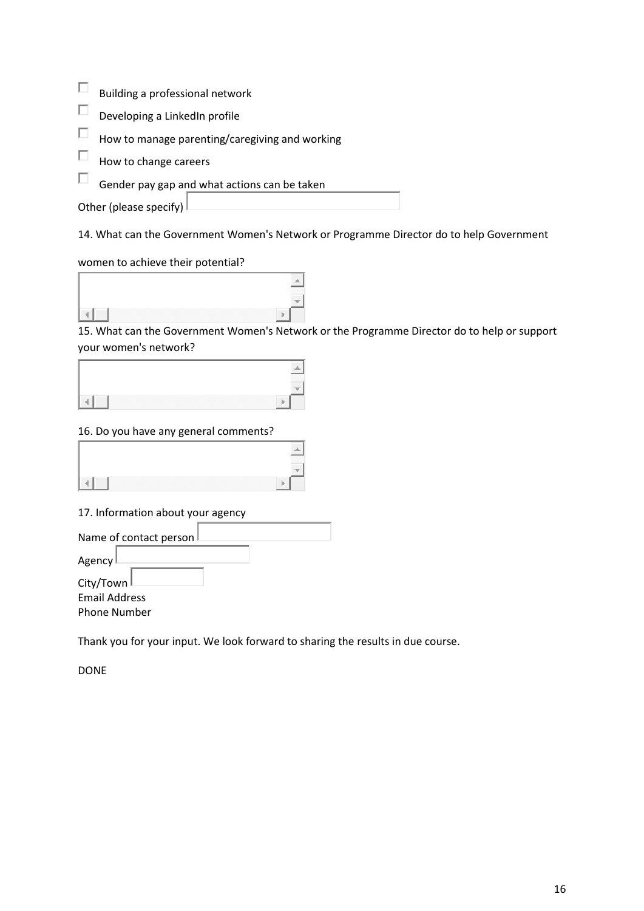- [ ] Building a professional network
- [ ] Developing a LinkedIn profile
- [ ] How to manage parenting/caregiving and working
- [ ] How to change careers
- [ ] Gender pay gap and what actions can be taken

Other (please specify)

14. What can the Government Women's Network or Programme Director do to help Government women to achieve their potential?

15. What can the Government Women's Network or the Programme Director do to help or support your women's network?

16. Do you have any general comments?

17. Information about your agency

Name of contact person

Agency

City/Town

Email Address

Phone Number

Thank you for your input. We look forward to sharing the results in due course.

DONE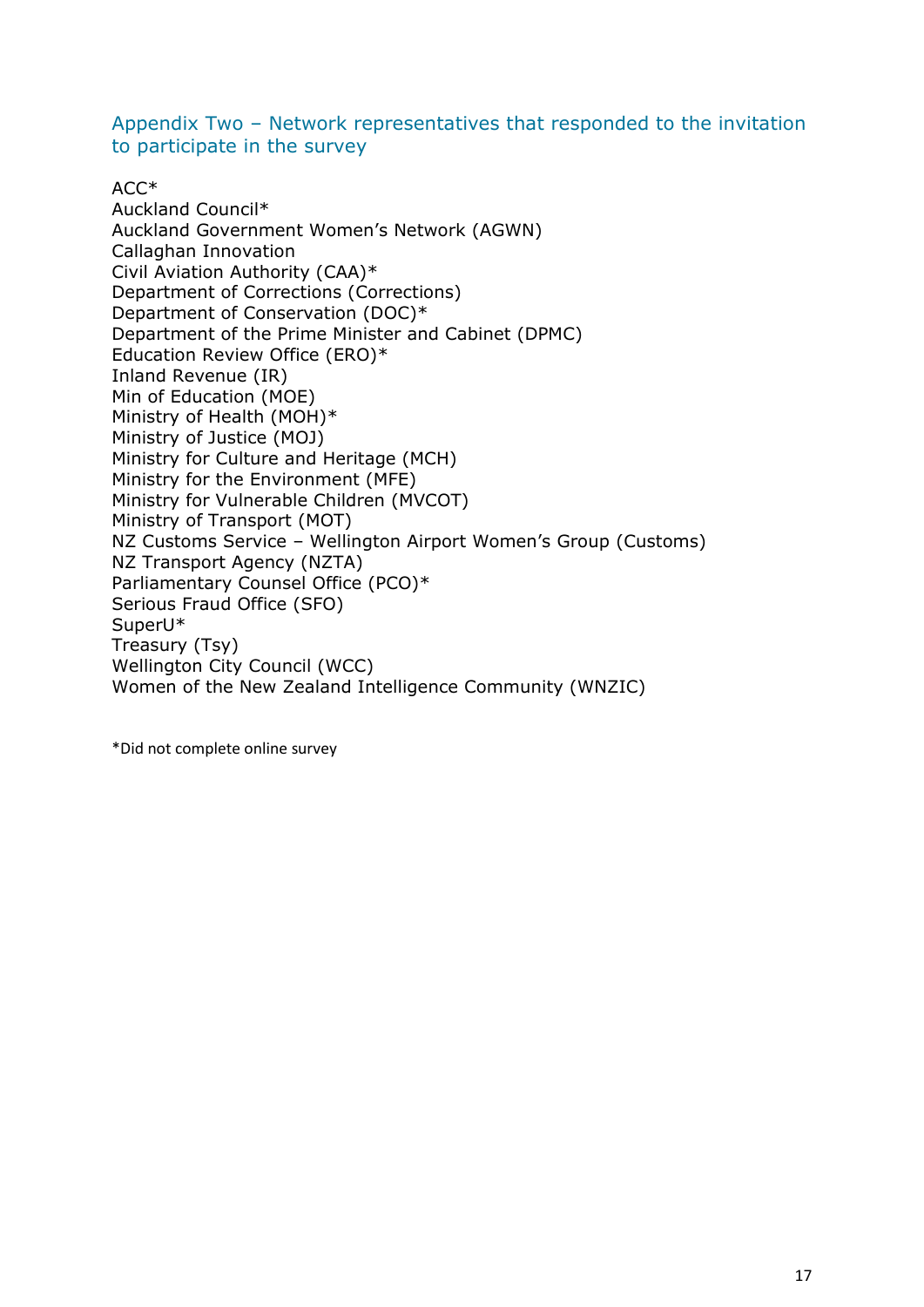## Appendix Two – Network representatives that responded to the invitation to participate in the survey

ACC*
Auckland Council*
Auckland Government Women's Network (AGWN)
Callaghan Innovation
Civil Aviation Authority (CAA)*
Department of Corrections (Corrections)
Department of Conservation (DOC)*
Department of the Prime Minister and Cabinet (DPMC)
Education Review Office (ERO)*
Inland Revenue (IR)
Min of Education (MOE)
Ministry of Health (MOH)*
Ministry of Justice (MOJ)
Ministry for Culture and Heritage (MCH)
Ministry for the Environment (MFE)
Ministry for Vulnerable Children (MVCOT)
Ministry of Transport (MOT)
NZ Customs Service – Wellington Airport Women's Group (Customs)
NZ Transport Agency (NZTA)
Parliamentary Counsel Office (PCO)*
Serious Fraud Office (SFO)
SuperU*
Treasury (Tsy)
Wellington City Council (WCC)
Women of the New Zealand Intelligence Community (WNZIC)

*Did not complete online survey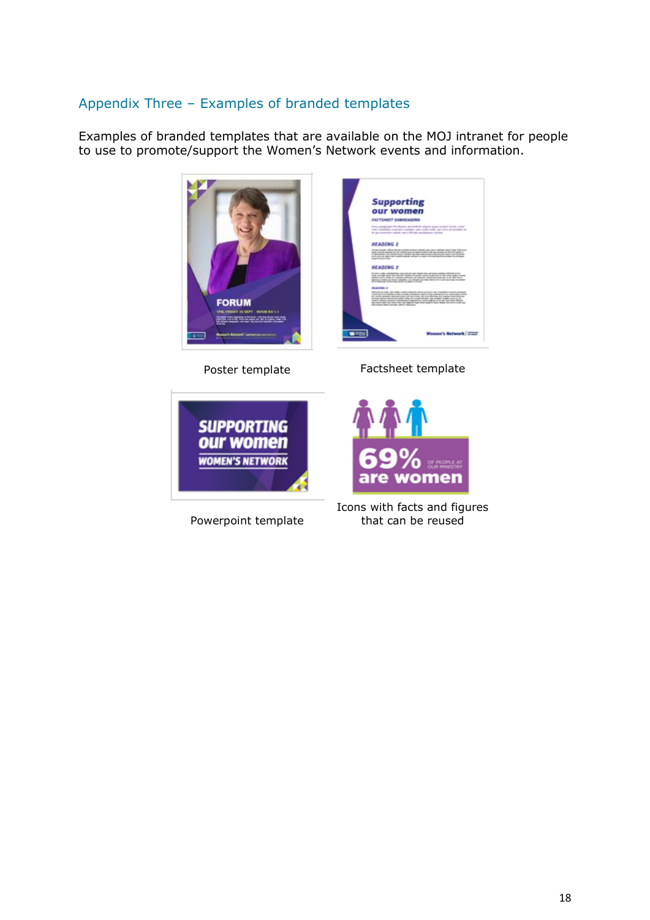## Appendix Three – Examples of branded templates

Examples of branded templates that are available on the MOJ intranet for people to use to promote/support the Women's Network events and information.

Poster template

Factsheet template

Powerpoint template

Icons with facts and figures that can be reused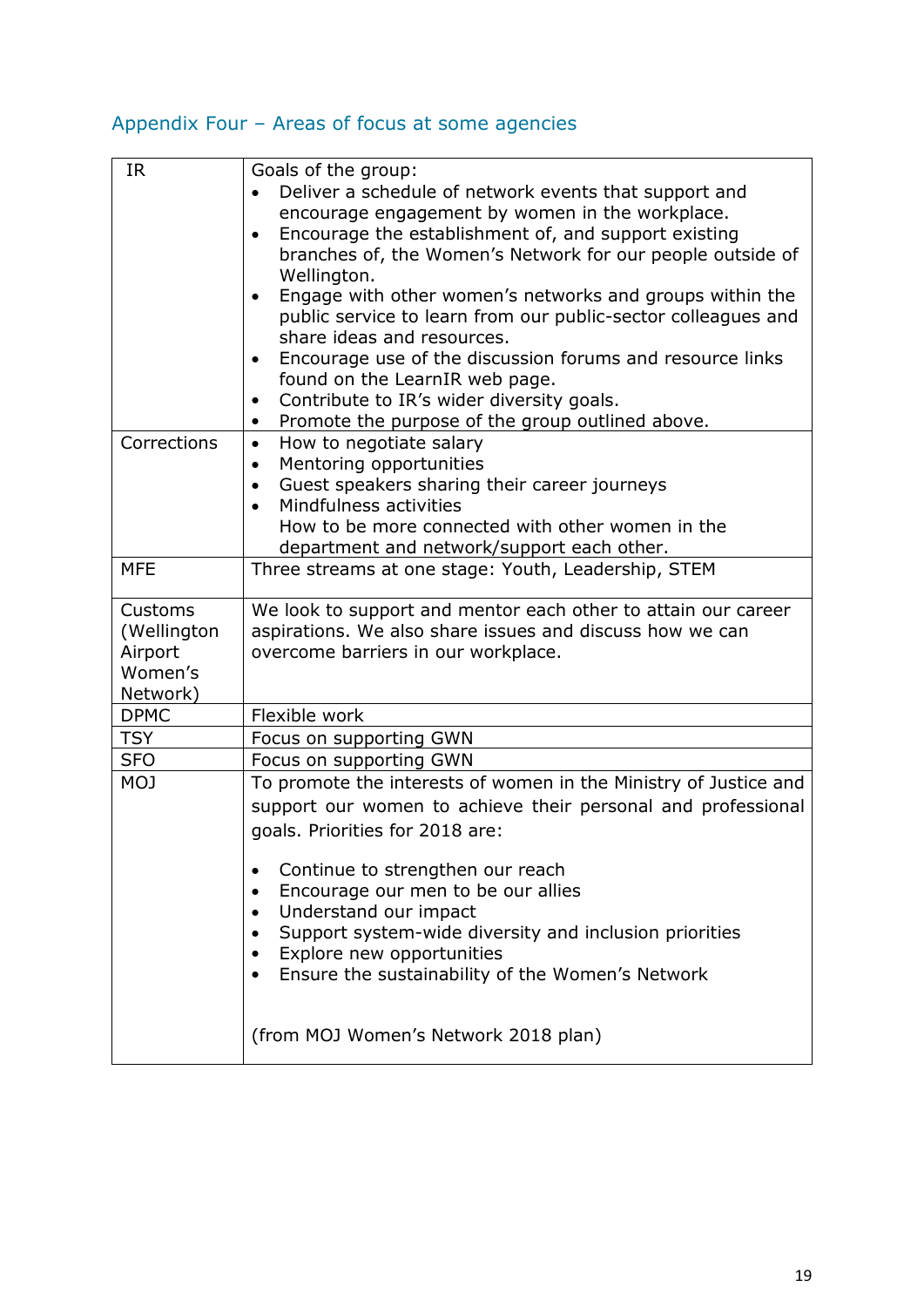## Appendix Four – Areas of focus at some agencies

| | |
|---|---|
| IR | Goals of the group:<br>• Deliver a schedule of network events that support and encourage engagement by women in the workplace.<br>• Encourage the establishment of, and support existing branches of, the Women's Network for our people outside of Wellington.<br>• Engage with other women's networks and groups within the public service to learn from our public-sector colleagues and share ideas and resources.<br>• Encourage use of the discussion forums and resource links found on the LearnIR web page.<br>• Contribute to IR's wider diversity goals.<br>• Promote the purpose of the group outlined above. |
| Corrections | • How to negotiate salary<br>• Mentoring opportunities<br>• Guest speakers sharing their career journeys<br>• Mindfulness activities<br>How to be more connected with other women in the department and network/support each other. |
| MFE | Three streams at one stage: Youth, Leadership, STEM |
| Customs (Wellington Airport Women's Network) | We look to support and mentor each other to attain our career aspirations. We also share issues and discuss how we can overcome barriers in our workplace. |
| DPMC | Flexible work |
| TSY | Focus on supporting GWN |
| SFO | Focus on supporting GWN |
| MOJ | To promote the interests of women in the Ministry of Justice and support our women to achieve their personal and professional goals. Priorities for 2018 are:<br>• Continue to strengthen our reach<br>• Encourage our men to be our allies<br>• Understand our impact<br>• Support system-wide diversity and inclusion priorities<br>• Explore new opportunities<br>• Ensure the sustainability of the Women's Network<br><br>(from MOJ Women's Network 2018 plan) |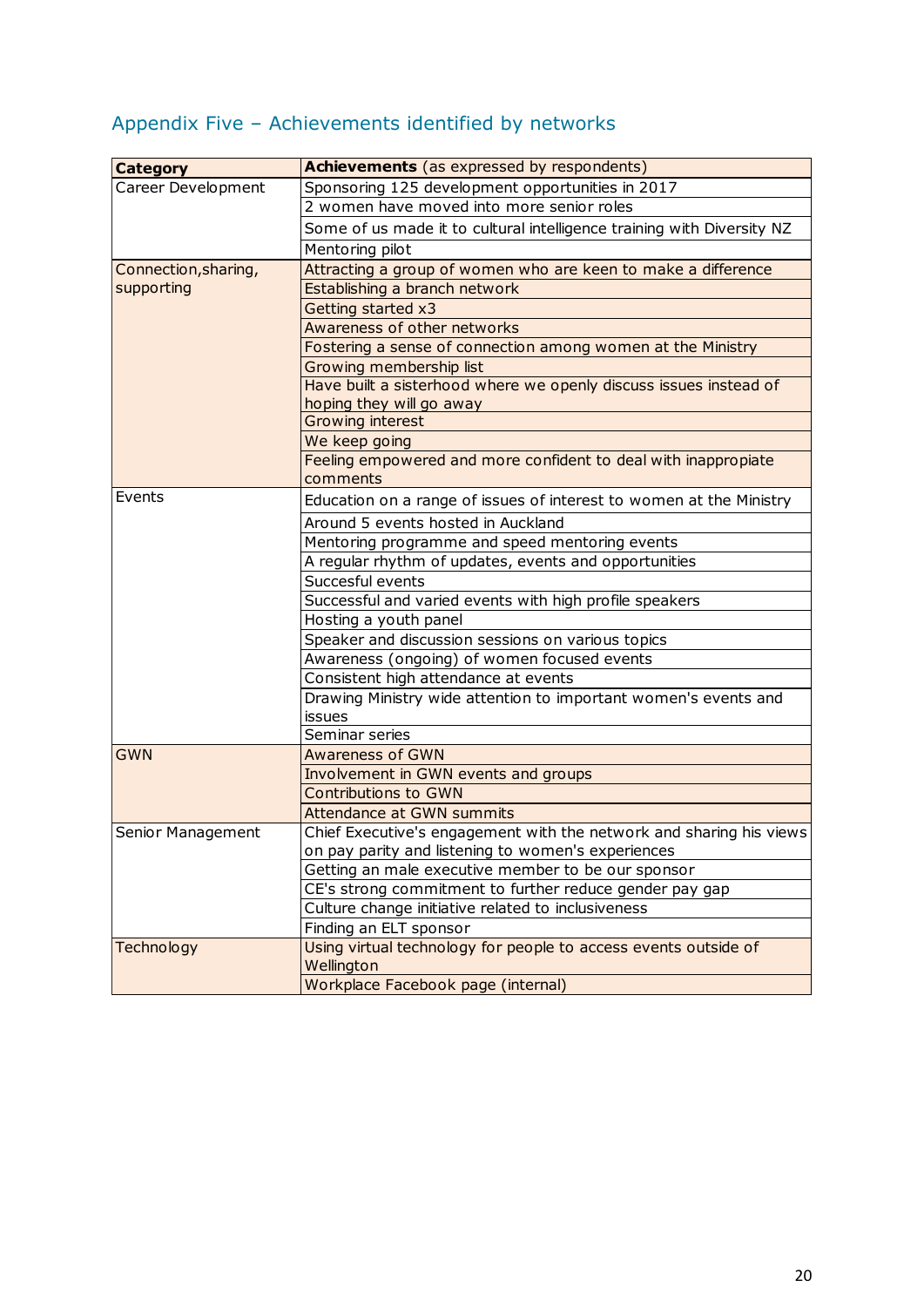## Appendix Five – Achievements identified by networks

| **Category** | **Achievements** (as expressed by respondents) |
|---|---|
| Career Development | Sponsoring 125 development opportunities in 2017 |
| | 2 women have moved into more senior roles |
| | Some of us made it to cultural intelligence training with Diversity NZ |
| | Mentoring pilot |
| Connection,sharing, supporting | Attracting a group of women who are keen to make a difference |
| | Establishing a branch network |
| | Getting started x3 |
| | Awareness of other networks |
| | Fostering a sense of connection among women at the Ministry |
| | Growing membership list |
| | Have built a sisterhood where we openly discuss issues instead of hoping they will go away |
| | Growing interest |
| | We keep going |
| | Feeling empowered and more confident to deal with inappropiate comments |
| Events | Education on a range of issues of interest to women at the Ministry |
| | Around 5 events hosted in Auckland |
| | Mentoring programme and speed mentoring events |
| | A regular rhythm of updates, events and opportunities |
| | Succesful events |
| | Successful and varied events with high profile speakers |
| | Hosting a youth panel |
| | Speaker and discussion sessions on various topics |
| | Awareness (ongoing) of women focused events |
| | Consistent high attendance at events |
| | Drawing Ministry wide attention to important women's events and issues |
| | Seminar series |
| GWN | Awareness of GWN |
| | Involvement in GWN events and groups |
| | Contributions to GWN |
| | Attendance at GWN summits |
| Senior Management | Chief Executive's engagement with the network and sharing his views on pay parity and listening to women's experiences |
| | Getting an male executive member to be our sponsor |
| | CE's strong commitment to further reduce gender pay gap |
| | Culture change initiative related to inclusiveness |
| | Finding an ELT sponsor |
| Technology | Using virtual technology for people to access events outside of Wellington |
| | Workplace Facebook page (internal) |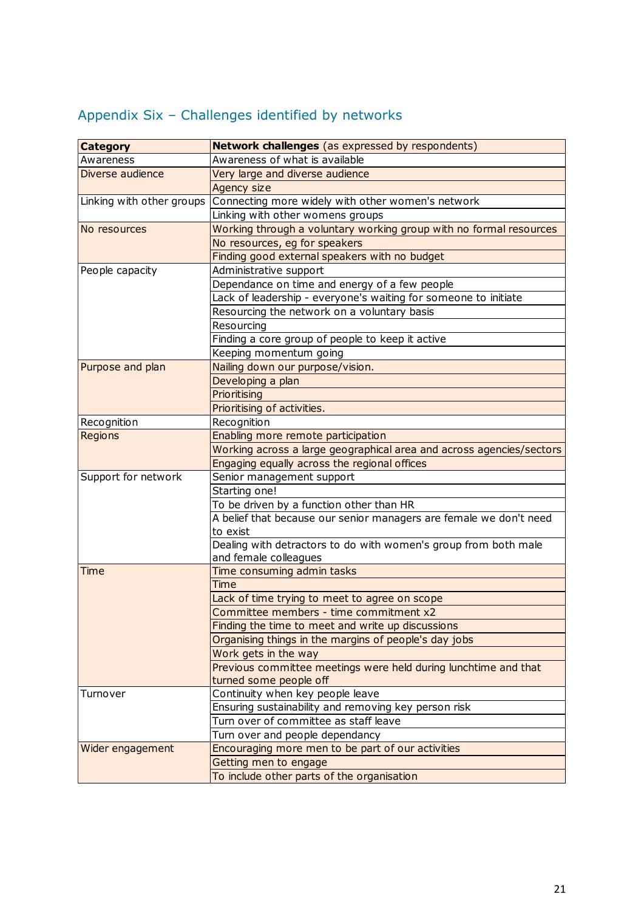## Appendix Six – Challenges identified by networks

| **Category** | **Network challenges** (as expressed by respondents) |
|---|---|
| Awareness | Awareness of what is available |
| Diverse audience | Very large and diverse audience |
| | Agency size |
| Linking with other groups | Connecting more widely with other women's network |
| | Linking with other womens groups |
| No resources | Working through a voluntary working group with no formal resources |
| | No resources, eg for speakers |
| | Finding good external speakers with no budget |
| People capacity | Administrative support |
| | Dependance on time and energy of a few people |
| | Lack of leadership - everyone's waiting for someone to initiate |
| | Resourcing the network on a voluntary basis |
| | Resourcing |
| | Finding a core group of people to keep it active |
| | Keeping momentum going |
| Purpose and plan | Nailing down our purpose/vision. |
| | Developing a plan |
| | Prioritising |
| | Prioritising of activities. |
| Recognition | Recognition |
| Regions | Enabling more remote participation |
| | Working across a large geographical area and across agencies/sectors |
| | Engaging equally across the regional offices |
| Support for network | Senior management support |
| | Starting one! |
| | To be driven by a function other than HR |
| | A belief that because our senior managers are female we don't need to exist |
| | Dealing with detractors to do with women's group from both male and female colleagues |
| Time | Time consuming admin tasks |
| | Time |
| | Lack of time trying to meet to agree on scope |
| | Committee members - time commitment x2 |
| | Finding the time to meet and write up discussions |
| | Organising things in the margins of people's day jobs |
| | Work gets in the way |
| | Previous committee meetings were held during lunchtime and that turned some people off |
| Turnover | Continuity when key people leave |
| | Ensuring sustainability and removing key person risk |
| | Turn over of committee as staff leave |
| | Turn over and people dependancy |
| Wider engagement | Encouraging more men to be part of our activities |
| | Getting men to engage |
| | To include other parts of the organisation |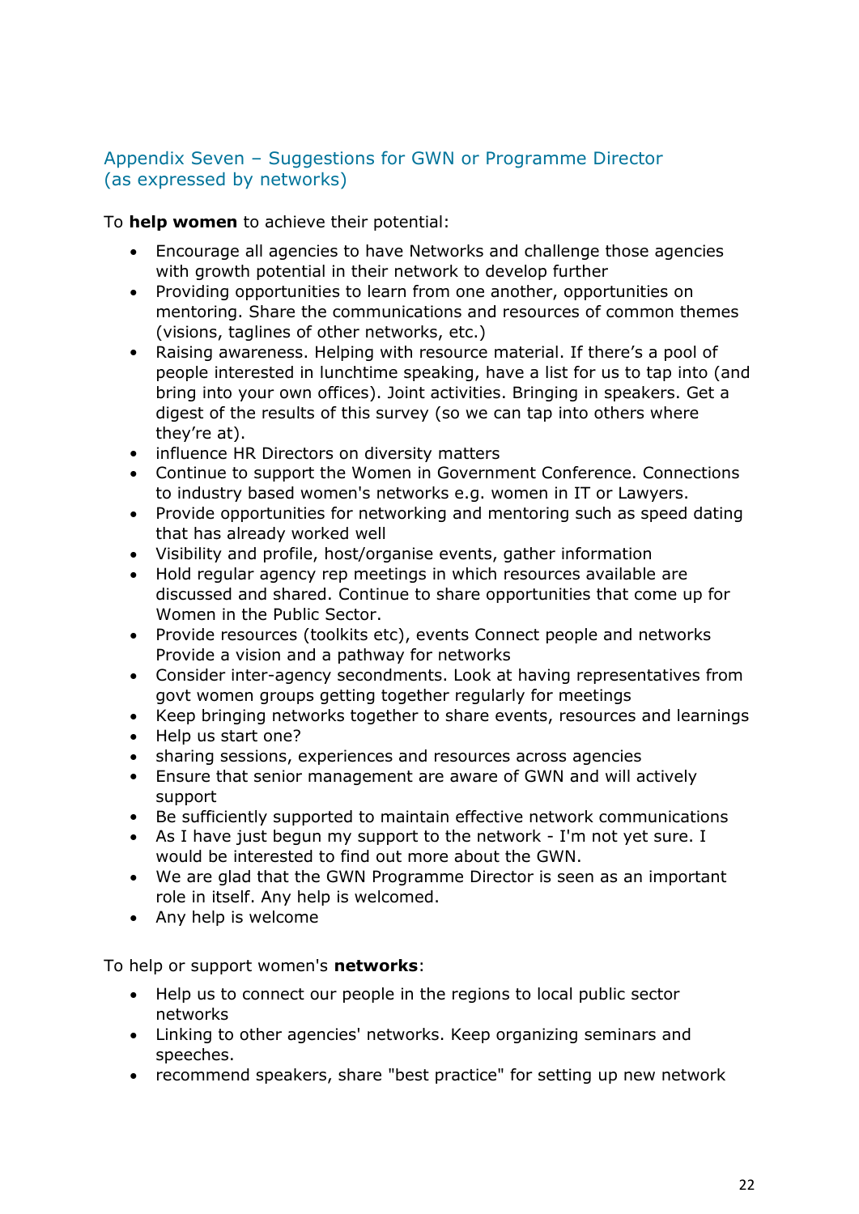## Appendix Seven – Suggestions for GWN or Programme Director (as expressed by networks)

To **help women** to achieve their potential:

- Encourage all agencies to have Networks and challenge those agencies with growth potential in their network to develop further
- Providing opportunities to learn from one another, opportunities on mentoring. Share the communications and resources of common themes (visions, taglines of other networks, etc.)
- Raising awareness. Helping with resource material. If there's a pool of people interested in lunchtime speaking, have a list for us to tap into (and bring into your own offices). Joint activities. Bringing in speakers. Get a digest of the results of this survey (so we can tap into others where they're at).
- influence HR Directors on diversity matters
- Continue to support the Women in Government Conference. Connections to industry based women's networks e.g. women in IT or Lawyers.
- Provide opportunities for networking and mentoring such as speed dating that has already worked well
- Visibility and profile, host/organise events, gather information
- Hold regular agency rep meetings in which resources available are discussed and shared. Continue to share opportunities that come up for Women in the Public Sector.
- Provide resources (toolkits etc), events Connect people and networks Provide a vision and a pathway for networks
- Consider inter-agency secondments. Look at having representatives from govt women groups getting together regularly for meetings
- Keep bringing networks together to share events, resources and learnings
- Help us start one?
- sharing sessions, experiences and resources across agencies
- Ensure that senior management are aware of GWN and will actively support
- Be sufficiently supported to maintain effective network communications
- As I have just begun my support to the network - I'm not yet sure. I would be interested to find out more about the GWN.
- We are glad that the GWN Programme Director is seen as an important role in itself. Any help is welcomed.
- Any help is welcome

To help or support women's **networks**:

- Help us to connect our people in the regions to local public sector networks
- Linking to other agencies' networks. Keep organizing seminars and speeches.
- recommend speakers, share "best practice" for setting up new network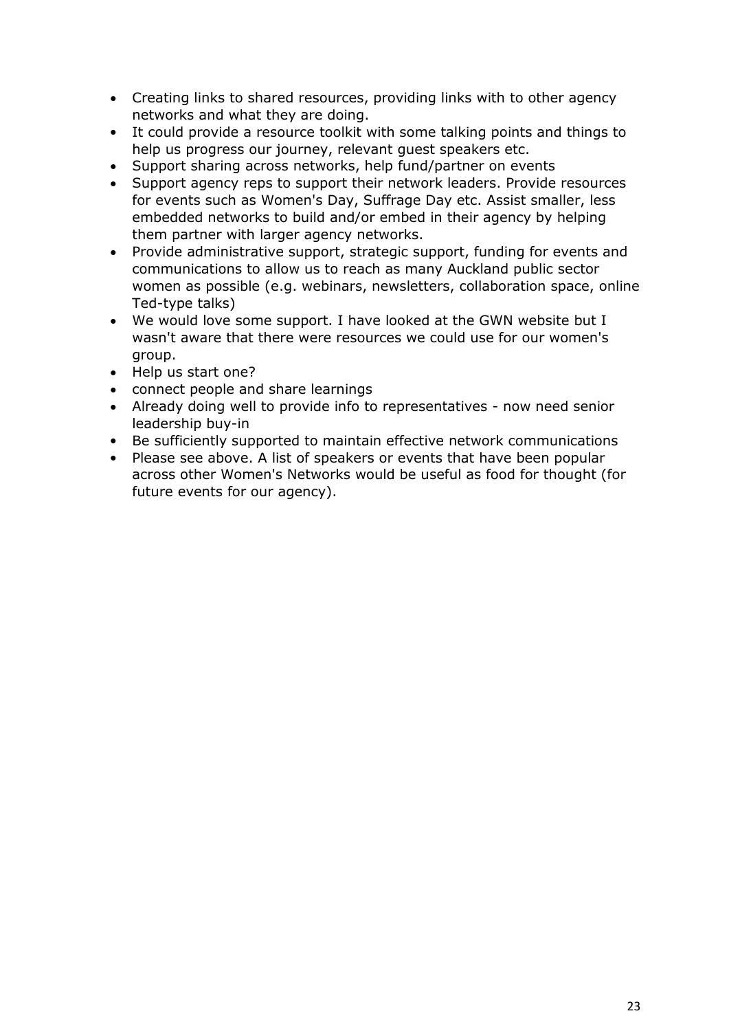- Creating links to shared resources, providing links with to other agency networks and what they are doing.
- It could provide a resource toolkit with some talking points and things to help us progress our journey, relevant guest speakers etc.
- Support sharing across networks, help fund/partner on events
- Support agency reps to support their network leaders. Provide resources for events such as Women's Day, Suffrage Day etc. Assist smaller, less embedded networks to build and/or embed in their agency by helping them partner with larger agency networks.
- Provide administrative support, strategic support, funding for events and communications to allow us to reach as many Auckland public sector women as possible (e.g. webinars, newsletters, collaboration space, online Ted-type talks)
- We would love some support. I have looked at the GWN website but I wasn't aware that there were resources we could use for our women's group.
- Help us start one?
- connect people and share learnings
- Already doing well to provide info to representatives - now need senior leadership buy-in
- Be sufficiently supported to maintain effective network communications
- Please see above. A list of speakers or events that have been popular across other Women's Networks would be useful as food for thought (for future events for our agency).